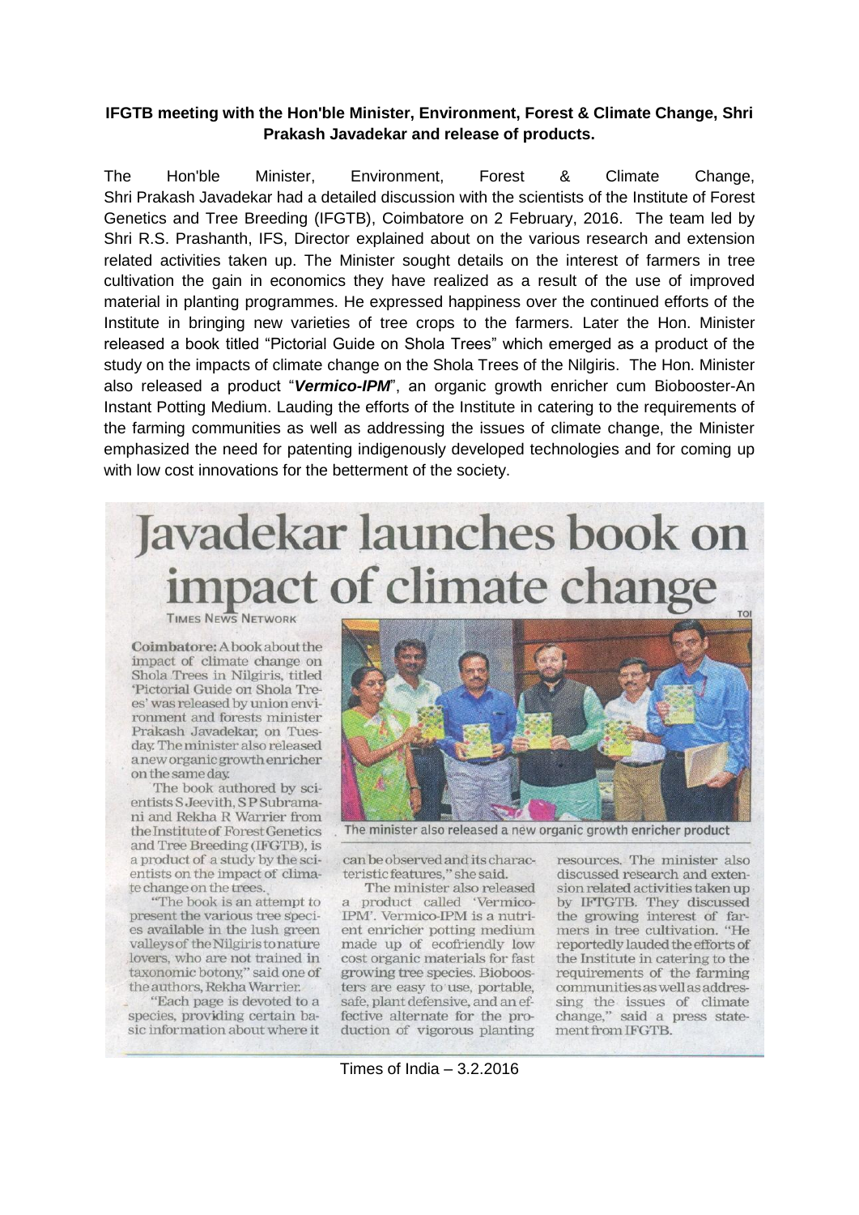**IFGTB meeting with the Hon'ble Minister, Environment, Forest & Climate Change, Shri Prakash Javadekar and release of products.**

The Hon'ble Minister, Environment, Forest & Climate Change, Shri Prakash Javadekar had a detailed discussion with the scientists of the Institute of Forest Genetics and Tree Breeding (IFGTB), Coimbatore on 2 February, 2016. The team led by Shri R.S. Prashanth, IFS, Director explained about on the various research and extension related activities taken up. The Minister sought details on the interest of farmers in tree cultivation the gain in economics they have realized as a result of the use of improved material in planting programmes. He expressed happiness over the continued efforts of the Institute in bringing new varieties of tree crops to the farmers. Later the Hon. Minister released a book titled "Pictorial Guide on Shola Trees" which emerged as a product of the study on the impacts of climate change on the Shola Trees of the Nilgiris. The Hon. Minister also released a product "***Vermico-IPM***", an organic growth enricher cum Biobooster-An Instant Potting Medium. Lauding the efforts of the Institute in catering to the requirements of the farming communities as well as addressing the issues of climate change, the Minister emphasized the need for patenting indigenously developed technologies and for coming up with low cost innovations for the betterment of the society.

# Javadekar launches book on impact of climate change

TIMES NEWS NETWORK

**Coimbatore:** A book about the impact of climate change on Shola Trees in Nilgiris, titled 'Pictorial Guide on Shola Trees' was released by union environment and forests minister Prakash Javadekar, on Tuesday. The minister also released a new organic growth enricher on the same day.

The book authored by scientists S Jeevith, S P Subramani and Rekha R Warrier from the Institute of Forest Genetics and Tree Breeding (IFGTB), is a product of a study by the scientists on the impact of climate change on the trees.

"The book is an attempt to present the various tree species available in the lush green valleys of the Nilgiris to nature lovers, who are not trained in taxonomic botony," said one of the authors, Rekha Warrier.

"Each page is devoted to a species, providing certain basic information about where it can be observed and its characteristic features," she said.

The minister also released a product called 'Vermico-IPM'. Vermico-IPM is a nutrient enricher potting medium made up of ecofriendly low cost organic materials for fast growing tree species. Bioboosters are easy to use, portable, safe, plant defensive, and an effective alternate for the production of vigorous planting resources. The minister also discussed research and extension related activities taken up by IFTGTB. They discussed the growing interest of farmers in tree cultivation. "He reportedly lauded the efforts of the Institute in catering to the requirements of the farming communities as well as addressing the issues of climate change," said a press statement from IFGTB.

The minister also released a new organic growth enricher product

Times of India – 3.2.2016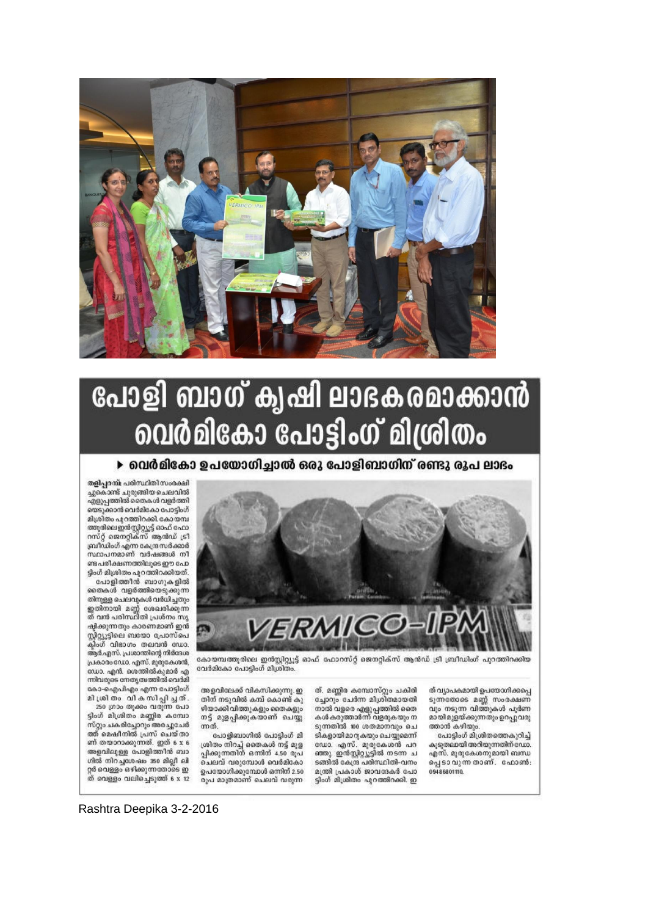# പോളി ബാഗ് കൃഷി ലാഭകരമാക്കാൻ വെർമിക്കോ പോട്ടിംഗ് മിശ്രിതം

▶ **വെർമിക്കോ ഉപയോഗിച്ചാൽ ഒരു പോളിബാഗിന് രണ്ടു രൂപ ലാഭം**

**തളിപ്പറമ്പ്:** പരിസ്ഥിതി സംരക്ഷിച്ചുകൊണ്ട് ചുരുങ്ങിയ ചെലവിൽ എളുപ്പത്തിൽ തൈകൾ വളർത്തിയെടുക്കാൻ വെർമിക്കോ പോട്ടിംഗ് മിശ്രിതം പുറത്തിറക്കി. കോയമ്പത്തൂരിലെ ഇൻസ്റ്റിറ്റ്യൂട്ട് ഓഫ് ഫോറസ്റ്റ് ജെനറ്റിക്സ് ആൻഡ് ട്രീ ബ്രീഡിംഗ് എന്ന കേന്ദ്ര സർക്കാർ സ്ഥാപനമാണ് വർഷങ്ങൾ നീണ്ട പരീക്ഷണത്തിലൂടെ ഈ പോട്ടിംഗ് മിശ്രിതം പുറത്തിറക്കിയത്.

പോളിത്തീൻ ബാഗുകളിൽ തൈകൾ വളർത്തിയെടുക്കുന്നതിനുള്ള ചെലവുകൾ വർധിച്ചതും ഇതിനായി മണ്ണ് ശേഖരിക്കുന്നത് വൻ പരിസ്ഥിതി പ്രശ്നം സൃഷ്ടിക്കുന്നതും കാരണമാണ് ഇൻസ്റ്റിറ്റ്യൂട്ടിലെ ബയോ പ്രോസ്പെക്ടിംഗ് വിഭാഗം തലവൻ ഡോ. ആർ.എസ്. പ്രശാന്തിന്റെ നിർദേശ പ്രകാരം ഡോ. എസ്. മുരുകേശൻ, ഡോ. എൻ. സെന്തിൽകുമാർ എന്നിവരുടെ നേതൃത്വത്തിൽ വെർമിക്കോ-ഐപിഎം എന്ന പോട്ടിംഗ് മിശ്രിതം വികസിപ്പിച്ചത്.

250 ഗ്രാം തൂക്കം വരുന്ന പോട്ടിംഗ് മിശ്രിതം മണ്ണിര കമ്പോസ്റ്റും ചകിരിച്ചോറും അരച്ചുചേർത്ത് മെഷീനിൽ പ്രസ് ചെയ്താണ് തയാറാക്കുന്നത്. ഇത് 6 x 6 അളവിലുള്ള പോളിത്തീൻ ബാഗിൽ നിറച്ചശേഷം 350 മില്ലി ലിറ്റർ വെള്ളം ഒഴിക്കുന്നതോടെ ഇത് വെള്ളം വലിച്ചെടുത്ത് 6 x 12 അളവിലേക്ക് വികസിക്കുന്നു. ഇതിന് നടുവിൽ കമ്പ് കൊണ്ട് കുഴിയാക്കി വിത്തുകളും തൈകളും നട്ട് മുളപ്പിക്കുകയാണ് ചെയ്യുന്നത്.

പോളിബാഗിൽ പോട്ടിംഗ് മിശ്രിതം നിറച്ച് തൈകൾ നട്ട് മുളപ്പിക്കുന്നതിന് ഒന്നിന് 4.50 രൂപ ചെലവ് വരുമ്പോൾ വെർമിക്കോ ഉപയോഗിക്കുമ്പോൾ ഒന്നിന് 2.50 രൂപ മാത്രമാണ് ചെലവ് വരുന്നത്. മണ്ണിര കമ്പോസ്റ്റും ചകിരിച്ചോറും ചേർന്ന മിശ്രിതമായതിനാൽ വളരെ എളുപ്പത്തിൽ തൈകൾ കരുത്താർന്ന് വളരുകയും നടുന്നതിൽ 100 ശതമാനവും ചെടികളായി മാറുകയും ചെയ്യുമെന്ന് ഡോ. എസ്. മുരുകേശൻ പറഞ്ഞു. ഇൻസ്റ്റിറ്റ്യൂട്ടിൽ നടന്ന ചടങ്ങിൽ കേന്ദ്ര പരിസ്ഥിതി-വനം മന്ത്രി പ്രകാശ് ജാവദേക്കർ പോട്ടിംഗ് മിശ്രിതം പുറത്തിറക്കി. ഇത് വ്യാപകമായി ഉപയോഗിക്കപ്പെടുന്നതോടെ മണ്ണ് സംരക്ഷണവും നടുന്ന വിത്തുകൾ പൂർണമായി മുളയ്ക്കുന്നതും ഉറപ്പുവരുത്താൻ കഴിയും.

പോട്ടിംഗ് മിശ്രിതത്തെക്കുറിച്ച് കൂടുതലായി അറിയുന്നതിന് ഡോ. എസ്. മുരുകേശനുമായി ബന്ധപ്പെടാവുന്നതാണ്. ഫോൺ: 09486801110.

കോയമ്പത്തൂരിലെ ഇൻസ്റ്റിറ്റ്യൂട്ട് ഓഫ് ഫോറസ്റ്റ് ജെനറ്റിക്സ് ആൻഡ് ട്രീ ബ്രീഡിംഗ് പുറത്തിറക്കിയ വേർമിക്കോ പോട്ടിംഗ് മിശ്രിതം.

Rashtra Deepika 3-2-2016